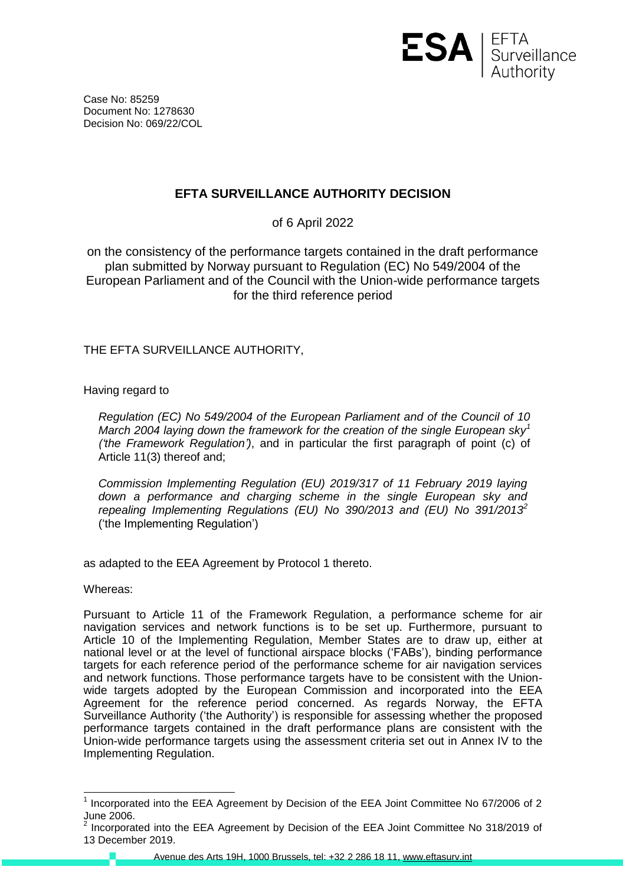Case No: 85259
Document No: 1278630
Decision No: 069/22/COL

# EFTA SURVEILLANCE AUTHORITY DECISION

of 6 April 2022

on the consistency of the performance targets contained in the draft performance plan submitted by Norway pursuant to Regulation (EC) No 549/2004 of the European Parliament and of the Council with the Union-wide performance targets for the third reference period

THE EFTA SURVEILLANCE AUTHORITY,

Having regard to

*Regulation (EC) No 549/2004 of the European Parliament and of the Council of 10 March 2004 laying down the framework for the creation of the single European sky*[1] *('the Framework Regulation')*, and in particular the first paragraph of point (c) of Article 11(3) thereof and;

*Commission Implementing Regulation (EU) 2019/317 of 11 February 2019 laying down a performance and charging scheme in the single European sky and repealing Implementing Regulations (EU) No 390/2013 and (EU) No 391/2013*[2] ('the Implementing Regulation')

as adapted to the EEA Agreement by Protocol 1 thereto.

Whereas:

Pursuant to Article 11 of the Framework Regulation, a performance scheme for air navigation services and network functions is to be set up. Furthermore, pursuant to Article 10 of the Implementing Regulation, Member States are to draw up, either at national level or at the level of functional airspace blocks ('FABs'), binding performance targets for each reference period of the performance scheme for air navigation services and network functions. Those performance targets have to be consistent with the Union-wide targets adopted by the European Commission and incorporated into the EEA Agreement for the reference period concerned. As regards Norway, the EFTA Surveillance Authority ('the Authority') is responsible for assessing whether the proposed performance targets contained in the draft performance plans are consistent with the Union-wide performance targets using the assessment criteria set out in Annex IV to the Implementing Regulation.

[1] Incorporated into the EEA Agreement by Decision of the EEA Joint Committee No 67/2006 of 2 June 2006.

[2] Incorporated into the EEA Agreement by Decision of the EEA Joint Committee No 318/2019 of 13 December 2019.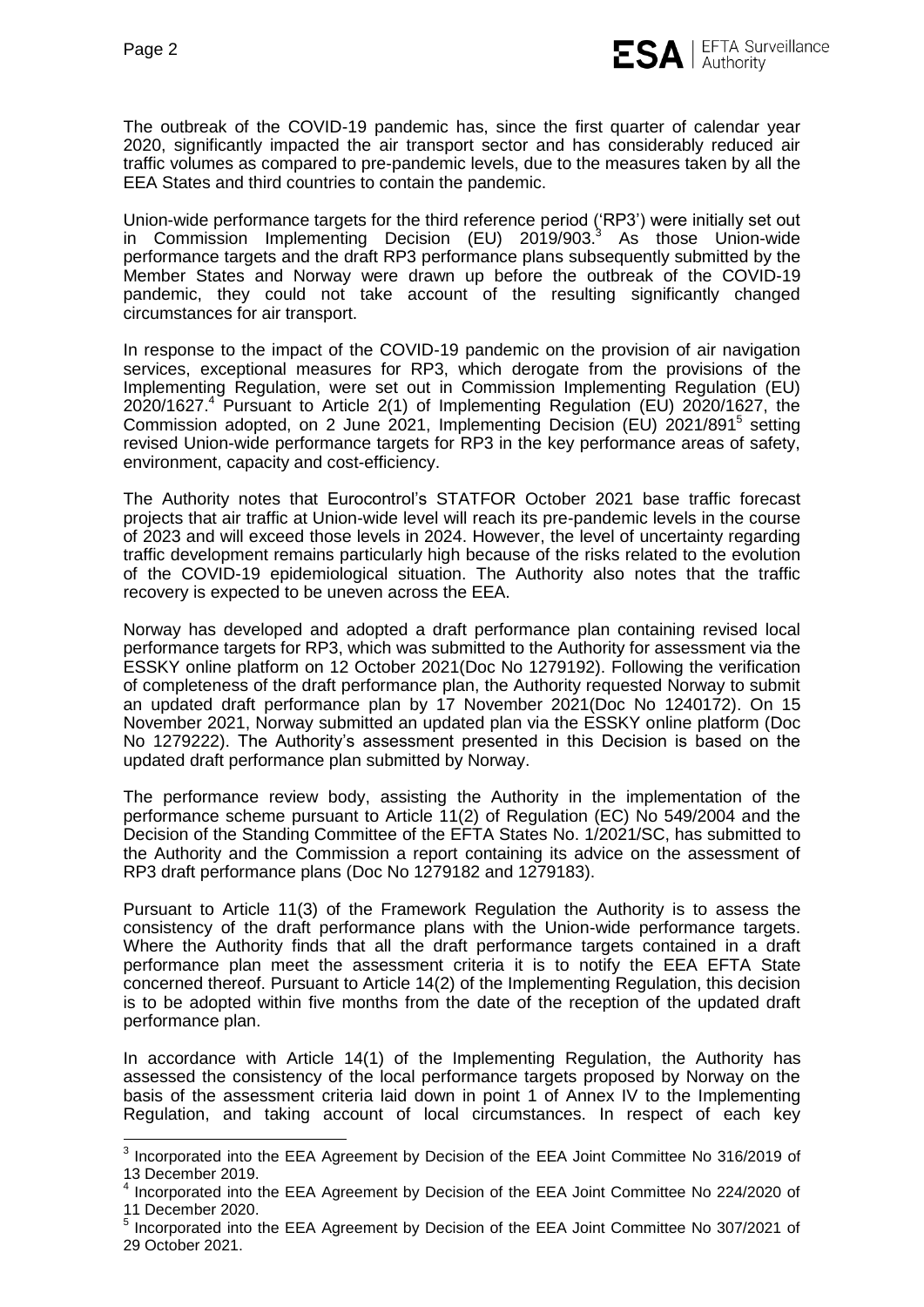The outbreak of the COVID-19 pandemic has, since the first quarter of calendar year 2020, significantly impacted the air transport sector and has considerably reduced air traffic volumes as compared to pre-pandemic levels, due to the measures taken by all the EEA States and third countries to contain the pandemic.

Union-wide performance targets for the third reference period ('RP3') were initially set out in Commission Implementing Decision (EU) 2019/903.[3] As those Union-wide performance targets and the draft RP3 performance plans subsequently submitted by the Member States and Norway were drawn up before the outbreak of the COVID-19 pandemic, they could not take account of the resulting significantly changed circumstances for air transport.

In response to the impact of the COVID-19 pandemic on the provision of air navigation services, exceptional measures for RP3, which derogate from the provisions of the Implementing Regulation, were set out in Commission Implementing Regulation (EU) 2020/1627.[4] Pursuant to Article 2(1) of Implementing Regulation (EU) 2020/1627, the Commission adopted, on 2 June 2021, Implementing Decision (EU) 2021/891[5] setting revised Union-wide performance targets for RP3 in the key performance areas of safety, environment, capacity and cost-efficiency.

The Authority notes that Eurocontrol's STATFOR October 2021 base traffic forecast projects that air traffic at Union-wide level will reach its pre-pandemic levels in the course of 2023 and will exceed those levels in 2024. However, the level of uncertainty regarding traffic development remains particularly high because of the risks related to the evolution of the COVID-19 epidemiological situation. The Authority also notes that the traffic recovery is expected to be uneven across the EEA.

Norway has developed and adopted a draft performance plan containing revised local performance targets for RP3, which was submitted to the Authority for assessment via the ESSKY online platform on 12 October 2021(Doc No 1279192). Following the verification of completeness of the draft performance plan, the Authority requested Norway to submit an updated draft performance plan by 17 November 2021(Doc No 1240172). On 15 November 2021, Norway submitted an updated plan via the ESSKY online platform (Doc No 1279222). The Authority's assessment presented in this Decision is based on the updated draft performance plan submitted by Norway.

The performance review body, assisting the Authority in the implementation of the performance scheme pursuant to Article 11(2) of Regulation (EC) No 549/2004 and the Decision of the Standing Committee of the EFTA States No. 1/2021/SC, has submitted to the Authority and the Commission a report containing its advice on the assessment of RP3 draft performance plans (Doc No 1279182 and 1279183).

Pursuant to Article 11(3) of the Framework Regulation the Authority is to assess the consistency of the draft performance plans with the Union-wide performance targets. Where the Authority finds that all the draft performance targets contained in a draft performance plan meet the assessment criteria it is to notify the EEA EFTA State concerned thereof. Pursuant to Article 14(2) of the Implementing Regulation, this decision is to be adopted within five months from the date of the reception of the updated draft performance plan.

In accordance with Article 14(1) of the Implementing Regulation, the Authority has assessed the consistency of the local performance targets proposed by Norway on the basis of the assessment criteria laid down in point 1 of Annex IV to the Implementing Regulation, and taking account of local circumstances. In respect of each key

[3] Incorporated into the EEA Agreement by Decision of the EEA Joint Committee No 316/2019 of 13 December 2019.

[4] Incorporated into the EEA Agreement by Decision of the EEA Joint Committee No 224/2020 of 11 December 2020.

[5] Incorporated into the EEA Agreement by Decision of the EEA Joint Committee No 307/2021 of 29 October 2021.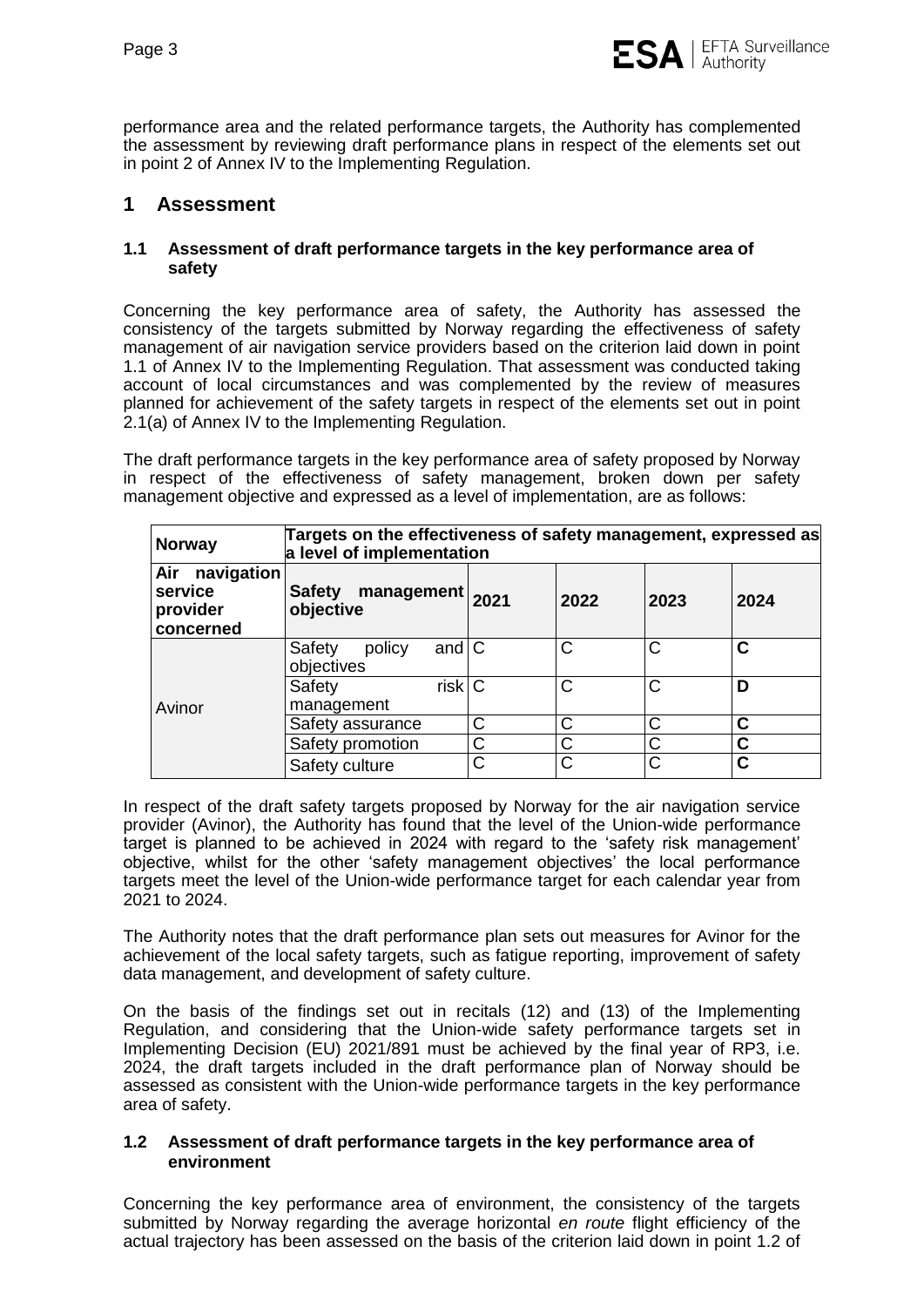performance area and the related performance targets, the Authority has complemented the assessment by reviewing draft performance plans in respect of the elements set out in point 2 of Annex IV to the Implementing Regulation.

# 1 Assessment

### 1.1 Assessment of draft performance targets in the key performance area of safety

Concerning the key performance area of safety, the Authority has assessed the consistency of the targets submitted by Norway regarding the effectiveness of safety management of air navigation service providers based on the criterion laid down in point 1.1 of Annex IV to the Implementing Regulation. That assessment was conducted taking account of local circumstances and was complemented by the review of measures planned for achievement of the safety targets in respect of the elements set out in point 2.1(a) of Annex IV to the Implementing Regulation.

The draft performance targets in the key performance area of safety proposed by Norway in respect of the effectiveness of safety management, broken down per safety management objective and expressed as a level of implementation, are as follows:

| **Norway** | **Targets on the effectiveness of safety management, expressed as a level of implementation** | | | | |
|---|---|---|---|---|---|
| **Air navigation service provider concerned** | **Safety management objective** | **2021** | **2022** | **2023** | **2024** |
| Avinor | Safety policy and objectives | C | C | C | **C** |
| | Safety risk management | C | C | C | **D** |
| | Safety assurance | C | C | C | **C** |
| | Safety promotion | C | C | C | **C** |
| | Safety culture | C | C | C | **C** |

In respect of the draft safety targets proposed by Norway for the air navigation service provider (Avinor), the Authority has found that the level of the Union-wide performance target is planned to be achieved in 2024 with regard to the 'safety risk management' objective, whilst for the other 'safety management objectives' the local performance targets meet the level of the Union-wide performance target for each calendar year from 2021 to 2024.

The Authority notes that the draft performance plan sets out measures for Avinor for the achievement of the local safety targets, such as fatigue reporting, improvement of safety data management, and development of safety culture.

On the basis of the findings set out in recitals (12) and (13) of the Implementing Regulation, and considering that the Union-wide safety performance targets set in Implementing Decision (EU) 2021/891 must be achieved by the final year of RP3, i.e. 2024, the draft targets included in the draft performance plan of Norway should be assessed as consistent with the Union-wide performance targets in the key performance area of safety.

### 1.2 Assessment of draft performance targets in the key performance area of environment

Concerning the key performance area of environment, the consistency of the targets submitted by Norway regarding the average horizontal *en route* flight efficiency of the actual trajectory has been assessed on the basis of the criterion laid down in point 1.2 of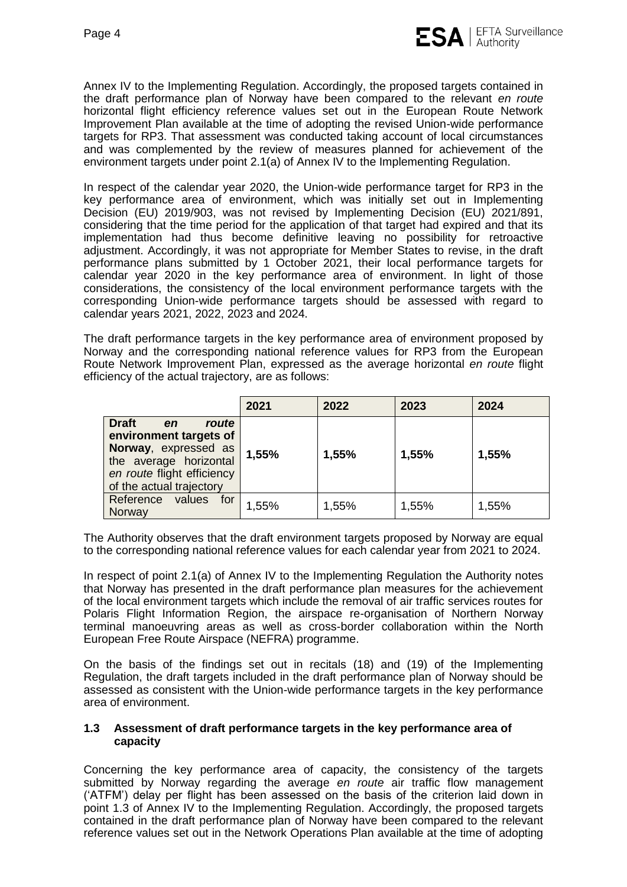Annex IV to the Implementing Regulation. Accordingly, the proposed targets contained in the draft performance plan of Norway have been compared to the relevant *en route* horizontal flight efficiency reference values set out in the European Route Network Improvement Plan available at the time of adopting the revised Union-wide performance targets for RP3. That assessment was conducted taking account of local circumstances and was complemented by the review of measures planned for achievement of the environment targets under point 2.1(a) of Annex IV to the Implementing Regulation.

In respect of the calendar year 2020, the Union-wide performance target for RP3 in the key performance area of environment, which was initially set out in Implementing Decision (EU) 2019/903, was not revised by Implementing Decision (EU) 2021/891, considering that the time period for the application of that target had expired and that its implementation had thus become definitive leaving no possibility for retroactive adjustment. Accordingly, it was not appropriate for Member States to revise, in the draft performance plans submitted by 1 October 2021, their local performance targets for calendar year 2020 in the key performance area of environment. In light of those considerations, the consistency of the local environment performance targets with the corresponding Union-wide performance targets should be assessed with regard to calendar years 2021, 2022, 2023 and 2024.

The draft performance targets in the key performance area of environment proposed by Norway and the corresponding national reference values for RP3 from the European Route Network Improvement Plan, expressed as the average horizontal *en route* flight efficiency of the actual trajectory, are as follows:

| | 2021 | 2022 | 2023 | 2024 |
|---|---|---|---|---|
| **Draft *en route* environment targets of Norway**, expressed as the average horizontal *en route* flight efficiency of the actual trajectory | **1,55%** | **1,55%** | **1,55%** | **1,55%** |
| Reference values for Norway | 1,55% | 1,55% | 1,55% | 1,55% |

The Authority observes that the draft environment targets proposed by Norway are equal to the corresponding national reference values for each calendar year from 2021 to 2024.

In respect of point 2.1(a) of Annex IV to the Implementing Regulation the Authority notes that Norway has presented in the draft performance plan measures for the achievement of the local environment targets which include the removal of air traffic services routes for Polaris Flight Information Region, the airspace re-organisation of Northern Norway terminal manoeuvring areas as well as cross-border collaboration within the North European Free Route Airspace (NEFRA) programme.

On the basis of the findings set out in recitals (18) and (19) of the Implementing Regulation, the draft targets included in the draft performance plan of Norway should be assessed as consistent with the Union-wide performance targets in the key performance area of environment.

### 1.3 Assessment of draft performance targets in the key performance area of capacity

Concerning the key performance area of capacity, the consistency of the targets submitted by Norway regarding the average *en route* air traffic flow management ('ATFM') delay per flight has been assessed on the basis of the criterion laid down in point 1.3 of Annex IV to the Implementing Regulation. Accordingly, the proposed targets contained in the draft performance plan of Norway have been compared to the relevant reference values set out in the Network Operations Plan available at the time of adopting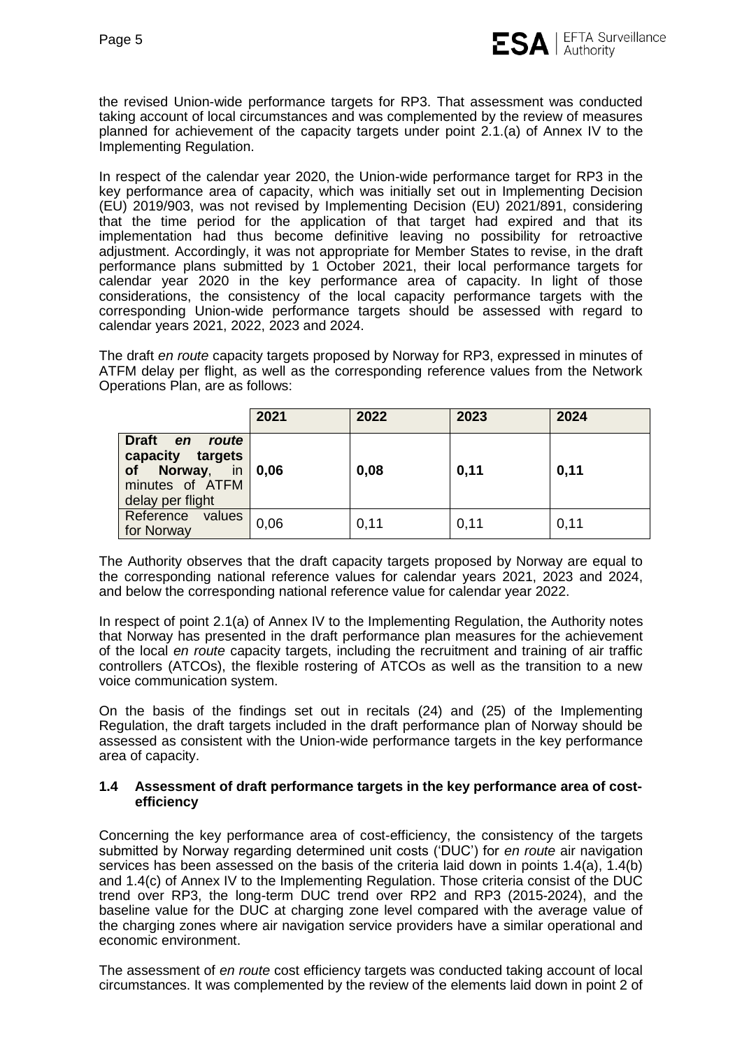the revised Union-wide performance targets for RP3. That assessment was conducted taking account of local circumstances and was complemented by the review of measures planned for achievement of the capacity targets under point 2.1.(a) of Annex IV to the Implementing Regulation.

In respect of the calendar year 2020, the Union-wide performance target for RP3 in the key performance area of capacity, which was initially set out in Implementing Decision (EU) 2019/903, was not revised by Implementing Decision (EU) 2021/891, considering that the time period for the application of that target had expired and that its implementation had thus become definitive leaving no possibility for retroactive adjustment. Accordingly, it was not appropriate for Member States to revise, in the draft performance plans submitted by 1 October 2021, their local performance targets for calendar year 2020 in the key performance area of capacity. In light of those considerations, the consistency of the local capacity performance targets with the corresponding Union-wide performance targets should be assessed with regard to calendar years 2021, 2022, 2023 and 2024.

The draft *en route* capacity targets proposed by Norway for RP3, expressed in minutes of ATFM delay per flight, as well as the corresponding reference values from the Network Operations Plan, are as follows:

| | 2021 | 2022 | 2023 | 2024 |
|---|---|---|---|---|
| **Draft *en route* capacity targets of Norway**, in minutes of ATFM delay per flight | **0,06** | **0,08** | **0,11** | **0,11** |
| Reference values for Norway | 0,06 | 0,11 | 0,11 | 0,11 |

The Authority observes that the draft capacity targets proposed by Norway are equal to the corresponding national reference values for calendar years 2021, 2023 and 2024, and below the corresponding national reference value for calendar year 2022.

In respect of point 2.1(a) of Annex IV to the Implementing Regulation, the Authority notes that Norway has presented in the draft performance plan measures for the achievement of the local *en route* capacity targets, including the recruitment and training of air traffic controllers (ATCOs), the flexible rostering of ATCOs as well as the transition to a new voice communication system.

On the basis of the findings set out in recitals (24) and (25) of the Implementing Regulation, the draft targets included in the draft performance plan of Norway should be assessed as consistent with the Union-wide performance targets in the key performance area of capacity.

### 1.4 Assessment of draft performance targets in the key performance area of cost-efficiency

Concerning the key performance area of cost-efficiency, the consistency of the targets submitted by Norway regarding determined unit costs ('DUC') for *en route* air navigation services has been assessed on the basis of the criteria laid down in points 1.4(a), 1.4(b) and 1.4(c) of Annex IV to the Implementing Regulation. Those criteria consist of the DUC trend over RP3, the long-term DUC trend over RP2 and RP3 (2015-2024), and the baseline value for the DUC at charging zone level compared with the average value of the charging zones where air navigation service providers have a similar operational and economic environment.

The assessment of *en route* cost efficiency targets was conducted taking account of local circumstances. It was complemented by the review of the elements laid down in point 2 of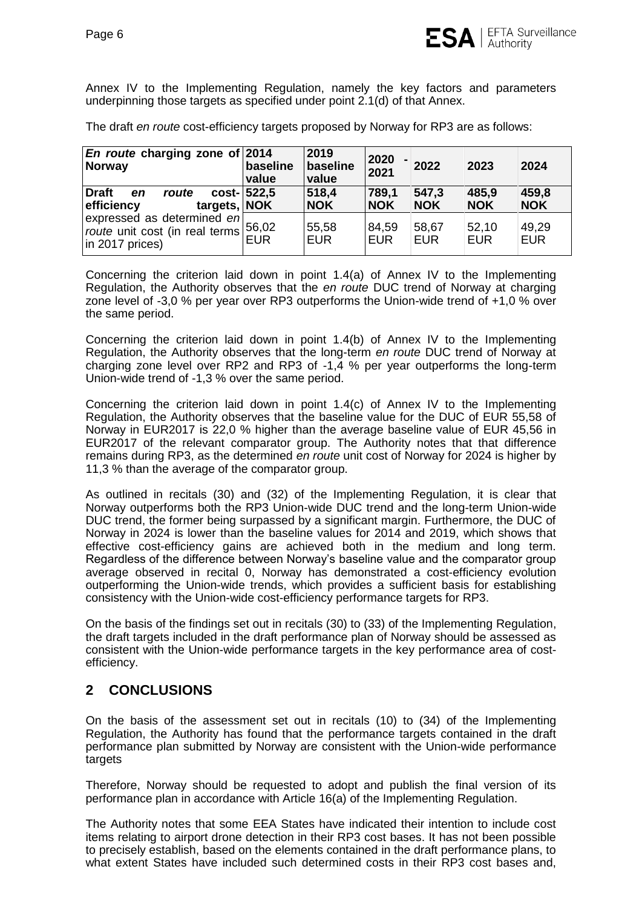Annex IV to the Implementing Regulation, namely the key factors and parameters underpinning those targets as specified under point 2.1(d) of that Annex.

The draft *en route* cost-efficiency targets proposed by Norway for RP3 are as follows:

| ***En route* charging zone of Norway** | **2014 baseline value** | **2019 baseline value** | **2020 - 2021** | **2022** | **2023** | **2024** |
|---|---|---|---|---|---|---|
| **Draft *en route* cost-efficiency targets,** | **522,5 NOK** | **518,4 NOK** | **789,1 NOK** | **547,3 NOK** | **485,9 NOK** | **459,8 NOK** |
| expressed as determined *en route* unit cost (in real terms in 2017 prices) | 56,02 EUR | 55,58 EUR | 84,59 EUR | 58,67 EUR | 52,10 EUR | 49,29 EUR |

Concerning the criterion laid down in point 1.4(a) of Annex IV to the Implementing Regulation, the Authority observes that the *en route* DUC trend of Norway at charging zone level of -3,0 % per year over RP3 outperforms the Union-wide trend of +1,0 % over the same period.

Concerning the criterion laid down in point 1.4(b) of Annex IV to the Implementing Regulation, the Authority observes that the long-term *en route* DUC trend of Norway at charging zone level over RP2 and RP3 of -1,4 % per year outperforms the long-term Union-wide trend of -1,3 % over the same period.

Concerning the criterion laid down in point 1.4(c) of Annex IV to the Implementing Regulation, the Authority observes that the baseline value for the DUC of EUR 55,58 of Norway in EUR2017 is 22,0 % higher than the average baseline value of EUR 45,56 in EUR2017 of the relevant comparator group. The Authority notes that that difference remains during RP3, as the determined *en route* unit cost of Norway for 2024 is higher by 11,3 % than the average of the comparator group.

As outlined in recitals (30) and (32) of the Implementing Regulation, it is clear that Norway outperforms both the RP3 Union-wide DUC trend and the long-term Union-wide DUC trend, the former being surpassed by a significant margin. Furthermore, the DUC of Norway in 2024 is lower than the baseline values for 2014 and 2019, which shows that effective cost-efficiency gains are achieved both in the medium and long term. Regardless of the difference between Norway's baseline value and the comparator group average observed in recital 0, Norway has demonstrated a cost-efficiency evolution outperforming the Union-wide trends, which provides a sufficient basis for establishing consistency with the Union-wide cost-efficiency performance targets for RP3.

On the basis of the findings set out in recitals (30) to (33) of the Implementing Regulation, the draft targets included in the draft performance plan of Norway should be assessed as consistent with the Union-wide performance targets in the key performance area of cost-efficiency.

## 2 CONCLUSIONS

On the basis of the assessment set out in recitals (10) to (34) of the Implementing Regulation, the Authority has found that the performance targets contained in the draft performance plan submitted by Norway are consistent with the Union-wide performance targets

Therefore, Norway should be requested to adopt and publish the final version of its performance plan in accordance with Article 16(a) of the Implementing Regulation.

The Authority notes that some EEA States have indicated their intention to include cost items relating to airport drone detection in their RP3 cost bases. It has not been possible to precisely establish, based on the elements contained in the draft performance plans, to what extent States have included such determined costs in their RP3 cost bases and,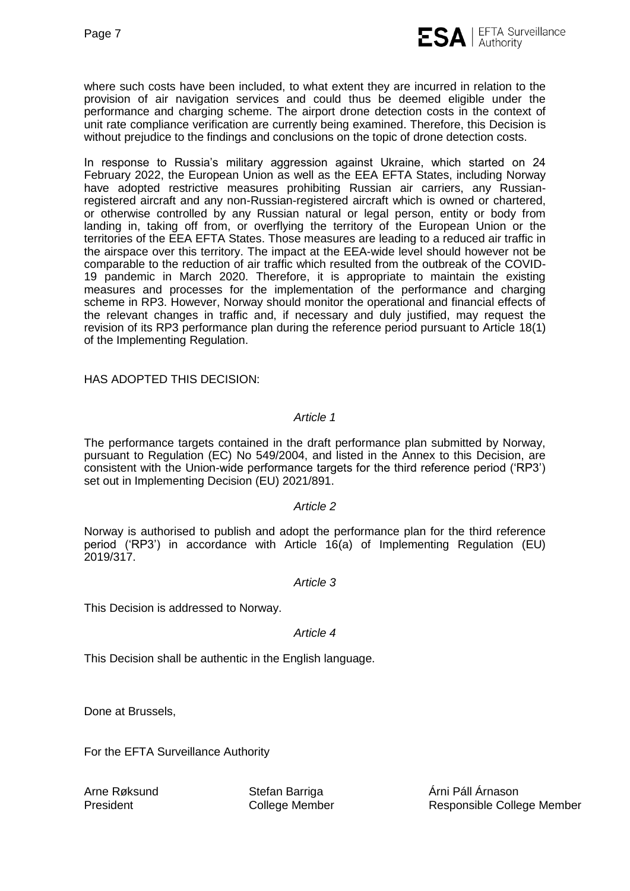where such costs have been included, to what extent they are incurred in relation to the provision of air navigation services and could thus be deemed eligible under the performance and charging scheme. The airport drone detection costs in the context of unit rate compliance verification are currently being examined. Therefore, this Decision is without prejudice to the findings and conclusions on the topic of drone detection costs.

In response to Russia's military aggression against Ukraine, which started on 24 February 2022, the European Union as well as the EEA EFTA States, including Norway have adopted restrictive measures prohibiting Russian air carriers, any Russian-registered aircraft and any non-Russian-registered aircraft which is owned or chartered, or otherwise controlled by any Russian natural or legal person, entity or body from landing in, taking off from, or overflying the territory of the European Union or the territories of the EEA EFTA States. Those measures are leading to a reduced air traffic in the airspace over this territory. The impact at the EEA-wide level should however not be comparable to the reduction of air traffic which resulted from the outbreak of the COVID-19 pandemic in March 2020. Therefore, it is appropriate to maintain the existing measures and processes for the implementation of the performance and charging scheme in RP3. However, Norway should monitor the operational and financial effects of the relevant changes in traffic and, if necessary and duly justified, may request the revision of its RP3 performance plan during the reference period pursuant to Article 18(1) of the Implementing Regulation.

HAS ADOPTED THIS DECISION:

*Article 1*

The performance targets contained in the draft performance plan submitted by Norway, pursuant to Regulation (EC) No 549/2004, and listed in the Annex to this Decision, are consistent with the Union-wide performance targets for the third reference period ('RP3') set out in Implementing Decision (EU) 2021/891.

*Article 2*

Norway is authorised to publish and adopt the performance plan for the third reference period ('RP3') in accordance with Article 16(a) of Implementing Regulation (EU) 2019/317.

*Article 3*

This Decision is addressed to Norway.

*Article 4*

This Decision shall be authentic in the English language.

Done at Brussels,

For the EFTA Surveillance Authority

| Arne Røksund | Stefan Barriga | Árni Páll Árnason |
|---|---|---|
| President | College Member | Responsible College Member |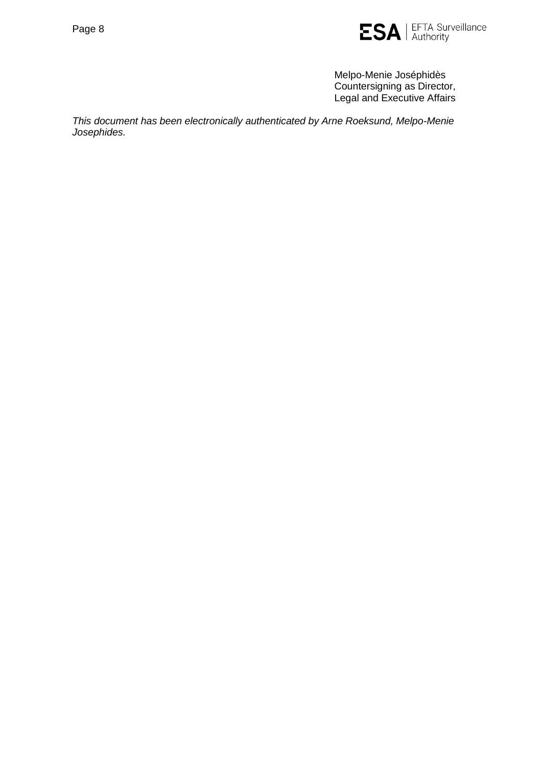Melpo-Menie Joséphidès
Countersigning as Director,
Legal and Executive Affairs

*This document has been electronically authenticated by Arne Roeksund, Melpo-Menie Josephides.*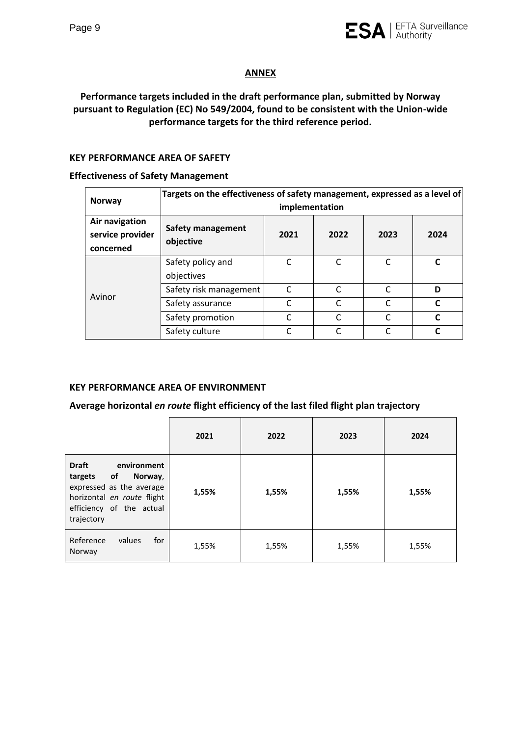# ANNEX

**Performance targets included in the draft performance plan, submitted by Norway pursuant to Regulation (EC) No 549/2004, found to be consistent with the Union-wide performance targets for the third reference period.**

## KEY PERFORMANCE AREA OF SAFETY

### Effectiveness of Safety Management

| **Norway** | **Targets on the effectiveness of safety management, expressed as a level of implementation** | | | | |
|---|---|---|---|---|---|
| **Air navigation service provider concerned** | **Safety management objective** | **2021** | **2022** | **2023** | **2024** |
| Avinor | Safety policy and objectives | C | C | C | **C** |
| | Safety risk management | C | C | C | **D** |
| | Safety assurance | C | C | C | **C** |
| | Safety promotion | C | C | C | **C** |
| | Safety culture | C | C | C | **C** |

## KEY PERFORMANCE AREA OF ENVIRONMENT

### Average horizontal *en route* flight efficiency of the last filed flight plan trajectory

| | **2021** | **2022** | **2023** | **2024** |
|---|---|---|---|---|
| **Draft environment targets of Norway**, expressed as the average horizontal *en route* flight efficiency of the actual trajectory | **1,55%** | **1,55%** | **1,55%** | **1,55%** |
| Reference values for Norway | 1,55% | 1,55% | 1,55% | 1,55% |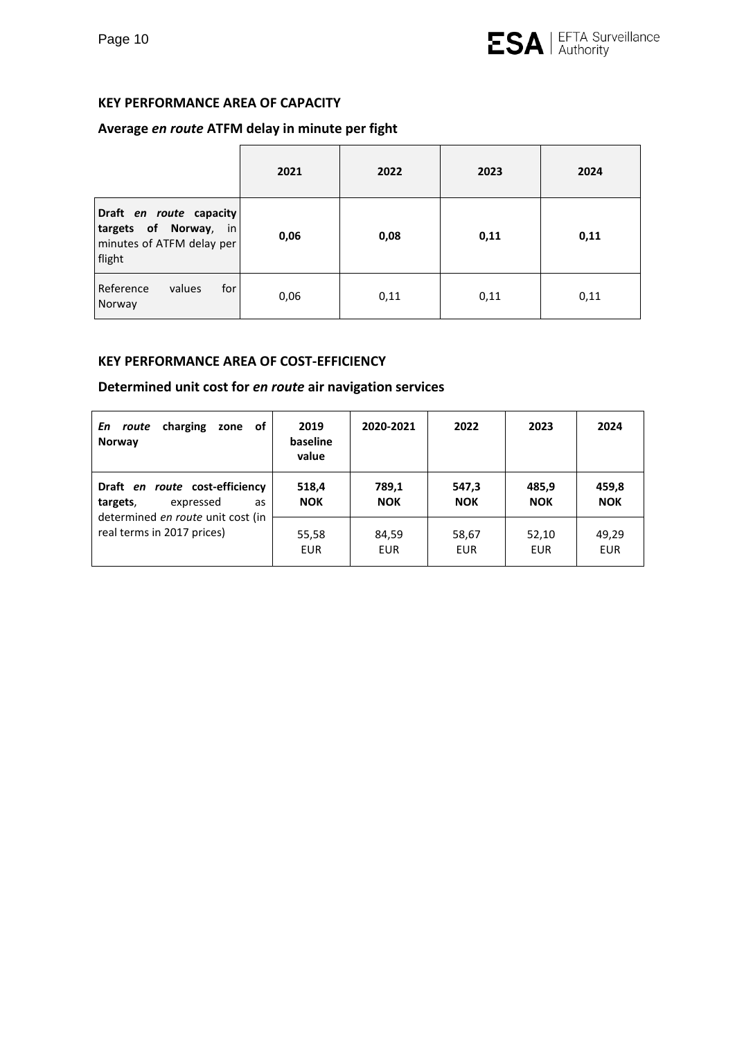### KEY PERFORMANCE AREA OF CAPACITY

### Average *en route* ATFM delay in minute per fight

| | 2021 | 2022 | 2023 | 2024 |
|---|---|---|---|---|
| **Draft *en route* capacity targets of Norway**, in minutes of ATFM delay per flight | **0,06** | **0,08** | **0,11** | **0,11** |
| Reference values for Norway | 0,06 | 0,11 | 0,11 | 0,11 |

### KEY PERFORMANCE AREA OF COST-EFFICIENCY

### Determined unit cost for *en route* air navigation services

| ***En route* charging zone of Norway** | **2019 baseline value** | **2020-2021** | **2022** | **2023** | **2024** |
|---|---|---|---|---|---|
| **Draft *en route* cost-efficiency targets**, expressed as determined *en route* unit cost (in real terms in 2017 prices) | **518,4 NOK** | **789,1 NOK** | **547,3 NOK** | **485,9 NOK** | **459,8 NOK** |
| | 55,58 EUR | 84,59 EUR | 58,67 EUR | 52,10 EUR | 49,29 EUR |